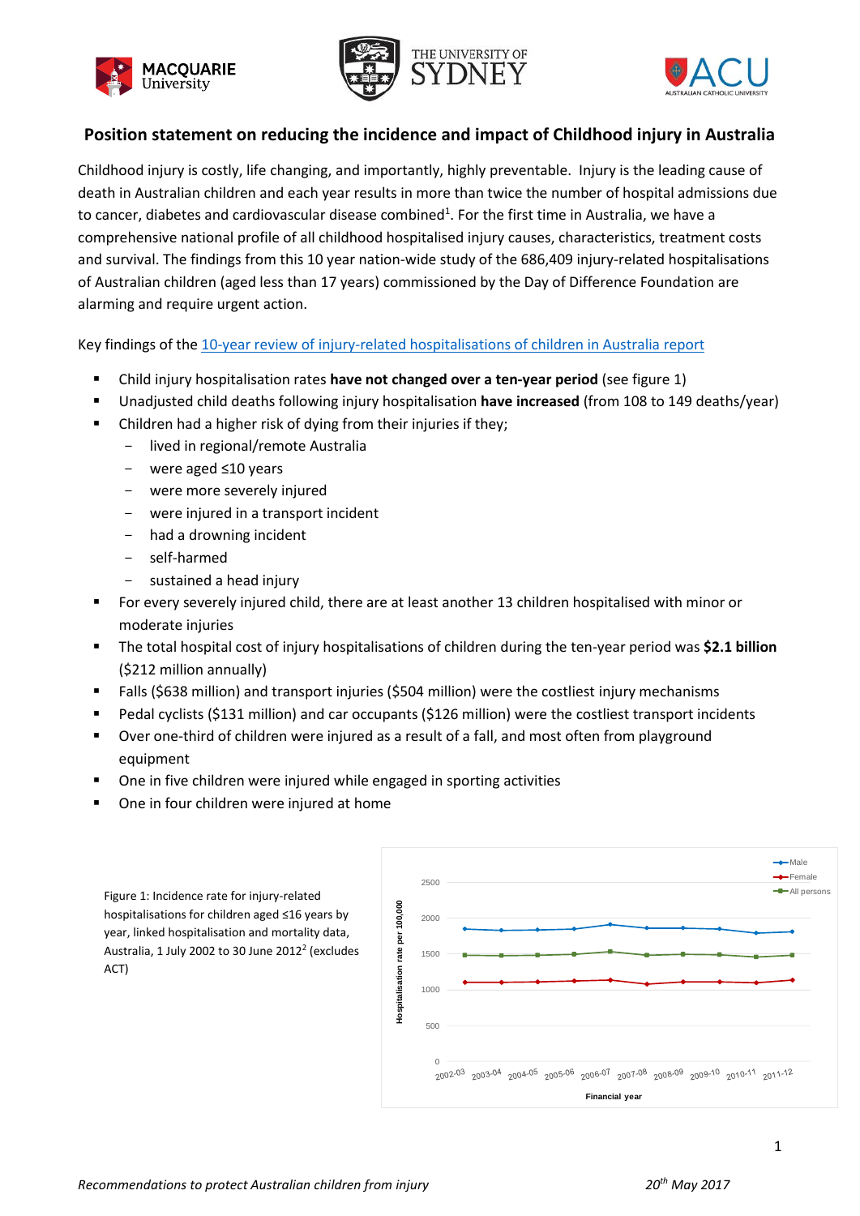# Position statement on reducing the incidence and impact of Childhood injury in Australia

Childhood injury is costly, life changing, and importantly, highly preventable. Injury is the leading cause of death in Australian children and each year results in more than twice the number of hospital admissions due to cancer, diabetes and cardiovascular disease combined[1]. For the first time in Australia, we have a comprehensive national profile of all childhood hospitalised injury causes, characteristics, treatment costs and survival. The findings from this 10 year nation-wide study of the 686,409 injury-related hospitalisations of Australian children (aged less than 17 years) commissioned by the Day of Difference Foundation are alarming and require urgent action.

Key findings of the 10-year review of injury-related hospitalisations of children in Australia report

- Child injury hospitalisation rates **have not changed over a ten-year period** (see figure 1)
- Unadjusted child deaths following injury hospitalisation **have increased** (from 108 to 149 deaths/year)
- Children had a higher risk of dying from their injuries if they;
  - lived in regional/remote Australia
  - were aged ≤10 years
  - were more severely injured
  - were injured in a transport incident
  - had a drowning incident
  - self-harmed
  - sustained a head injury
- For every severely injured child, there are at least another 13 children hospitalised with minor or moderate injuries
- The total hospital cost of injury hospitalisations of children during the ten-year period was **$2.1 billion** ($212 million annually)
- Falls ($638 million) and transport injuries ($504 million) were the costliest injury mechanisms
- Pedal cyclists ($131 million) and car occupants ($126 million) were the costliest transport incidents
- Over one-third of children were injured as a result of a fall, and most often from playground equipment
- One in five children were injured while engaged in sporting activities
- One in four children were injured at home

Figure 1: Incidence rate for injury-related hospitalisations for children aged ≤16 years by year, linked hospitalisation and mortality data, Australia, 1 July 2002 to 30 June 2012[2] (excludes ACT)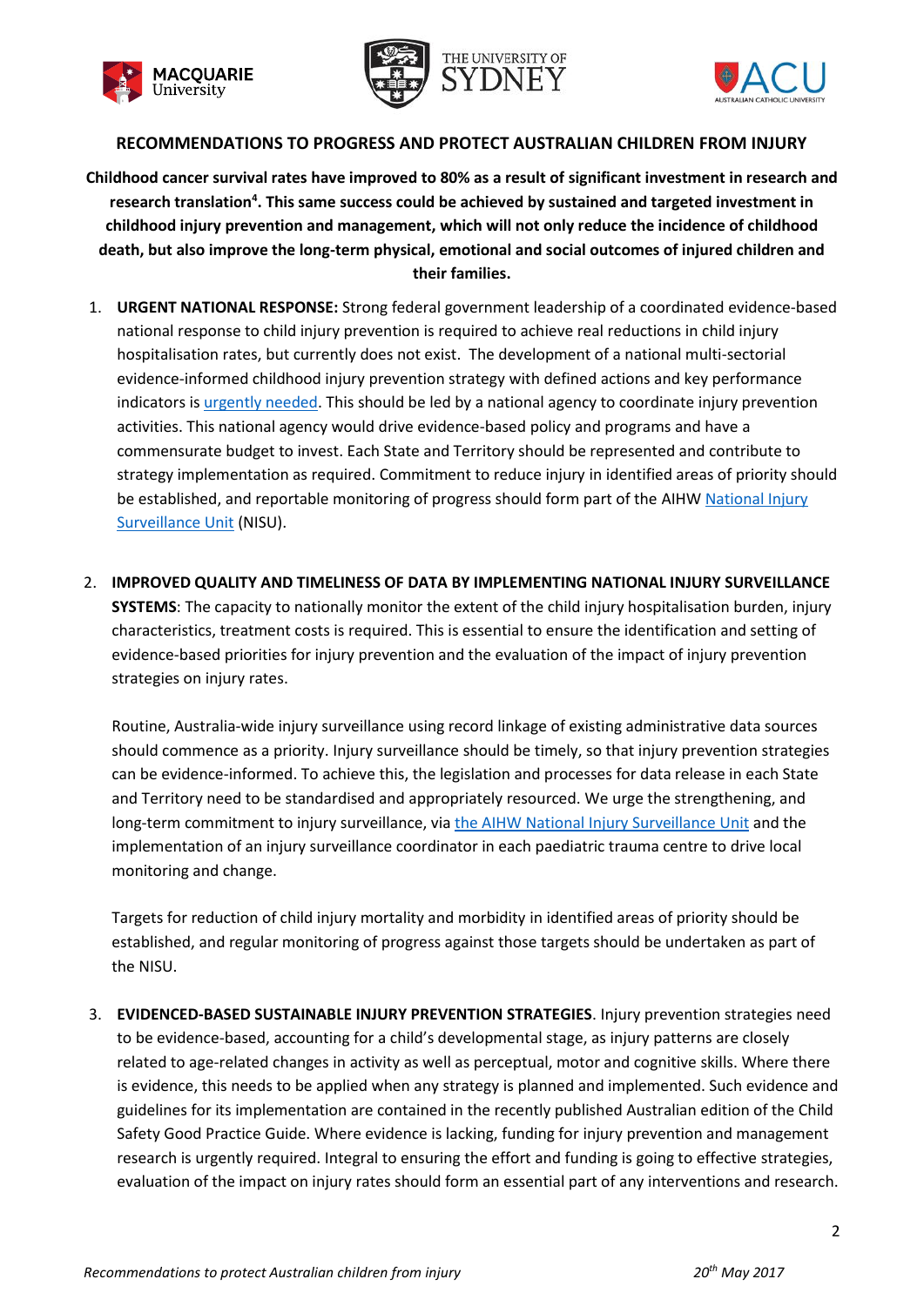## RECOMMENDATIONS TO PROGRESS AND PROTECT AUSTRALIAN CHILDREN FROM INJURY

**Childhood cancer survival rates have improved to 80% as a result of significant investment in research and research translation[4]. This same success could be achieved by sustained and targeted investment in childhood injury prevention and management, which will not only reduce the incidence of childhood death, but also improve the long-term physical, emotional and social outcomes of injured children and their families.**

1. **URGENT NATIONAL RESPONSE:** Strong federal government leadership of a coordinated evidence-based national response to child injury prevention is required to achieve real reductions in child injury hospitalisation rates, but currently does not exist. The development of a national multi-sectorial evidence-informed childhood injury prevention strategy with defined actions and key performance indicators is urgently needed. This should be led by a national agency to coordinate injury prevention activities. This national agency would drive evidence-based policy and programs and have a commensurate budget to invest. Each State and Territory should be represented and contribute to strategy implementation as required. Commitment to reduce injury in identified areas of priority should be established, and reportable monitoring of progress should form part of the AIHW National Injury Surveillance Unit (NISU).

2. **IMPROVED QUALITY AND TIMELINESS OF DATA BY IMPLEMENTING NATIONAL INJURY SURVEILLANCE SYSTEMS**: The capacity to nationally monitor the extent of the child injury hospitalisation burden, injury characteristics, treatment costs is required. This is essential to ensure the identification and setting of evidence-based priorities for injury prevention and the evaluation of the impact of injury prevention strategies on injury rates.

   Routine, Australia-wide injury surveillance using record linkage of existing administrative data sources should commence as a priority. Injury surveillance should be timely, so that injury prevention strategies can be evidence-informed. To achieve this, the legislation and processes for data release in each State and Territory need to be standardised and appropriately resourced. We urge the strengthening, and long-term commitment to injury surveillance, via the AIHW National Injury Surveillance Unit and the implementation of an injury surveillance coordinator in each paediatric trauma centre to drive local monitoring and change.

   Targets for reduction of child injury mortality and morbidity in identified areas of priority should be established, and regular monitoring of progress against those targets should be undertaken as part of the NISU.

3. **EVIDENCED-BASED SUSTAINABLE INJURY PREVENTION STRATEGIES**. Injury prevention strategies need to be evidence-based, accounting for a child's developmental stage, as injury patterns are closely related to age-related changes in activity as well as perceptual, motor and cognitive skills. Where there is evidence, this needs to be applied when any strategy is planned and implemented. Such evidence and guidelines for its implementation are contained in the recently published Australian edition of the Child Safety Good Practice Guide. Where evidence is lacking, funding for injury prevention and management research is urgently required. Integral to ensuring the effort and funding is going to effective strategies, evaluation of the impact on injury rates should form an essential part of any interventions and research.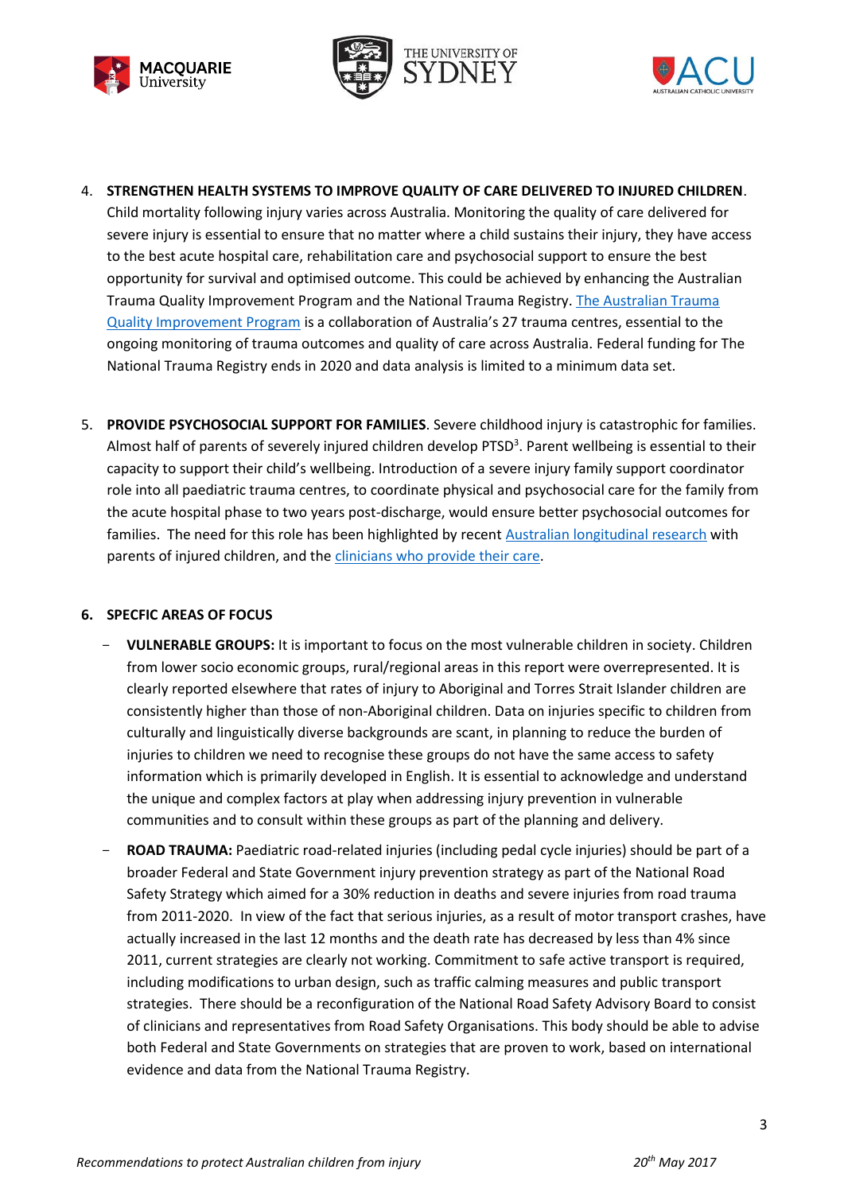4. **STRENGTHEN HEALTH SYSTEMS TO IMPROVE QUALITY OF CARE DELIVERED TO INJURED CHILDREN**. Child mortality following injury varies across Australia. Monitoring the quality of care delivered for severe injury is essential to ensure that no matter where a child sustains their injury, they have access to the best acute hospital care, rehabilitation care and psychosocial support to ensure the best opportunity for survival and optimised outcome. This could be achieved by enhancing the Australian Trauma Quality Improvement Program and the National Trauma Registry. The Australian Trauma Quality Improvement Program is a collaboration of Australia's 27 trauma centres, essential to the ongoing monitoring of trauma outcomes and quality of care across Australia. Federal funding for The National Trauma Registry ends in 2020 and data analysis is limited to a minimum data set.

5. **PROVIDE PSYCHOSOCIAL SUPPORT FOR FAMILIES**. Severe childhood injury is catastrophic for families. Almost half of parents of severely injured children develop PTSD[3]. Parent wellbeing is essential to their capacity to support their child's wellbeing. Introduction of a severe injury family support coordinator role into all paediatric trauma centres, to coordinate physical and psychosocial care for the family from the acute hospital phase to two years post-discharge, would ensure better psychosocial outcomes for families. The need for this role has been highlighted by recent Australian longitudinal research with parents of injured children, and the clinicians who provide their care.

6. **SPECFIC AREAS OF FOCUS**

   - **VULNERABLE GROUPS:** It is important to focus on the most vulnerable children in society. Children from lower socio economic groups, rural/regional areas in this report were overrepresented. It is clearly reported elsewhere that rates of injury to Aboriginal and Torres Strait Islander children are consistently higher than those of non-Aboriginal children. Data on injuries specific to children from culturally and linguistically diverse backgrounds are scant, in planning to reduce the burden of injuries to children we need to recognise these groups do not have the same access to safety information which is primarily developed in English. It is essential to acknowledge and understand the unique and complex factors at play when addressing injury prevention in vulnerable communities and to consult within these groups as part of the planning and delivery.

   - **ROAD TRAUMA:** Paediatric road-related injuries (including pedal cycle injuries) should be part of a broader Federal and State Government injury prevention strategy as part of the National Road Safety Strategy which aimed for a 30% reduction in deaths and severe injuries from road trauma from 2011-2020. In view of the fact that serious injuries, as a result of motor transport crashes, have actually increased in the last 12 months and the death rate has decreased by less than 4% since 2011, current strategies are clearly not working. Commitment to safe active transport is required, including modifications to urban design, such as traffic calming measures and public transport strategies. There should be a reconfiguration of the National Road Safety Advisory Board to consist of clinicians and representatives from Road Safety Organisations. This body should be able to advise both Federal and State Governments on strategies that are proven to work, based on international evidence and data from the National Trauma Registry.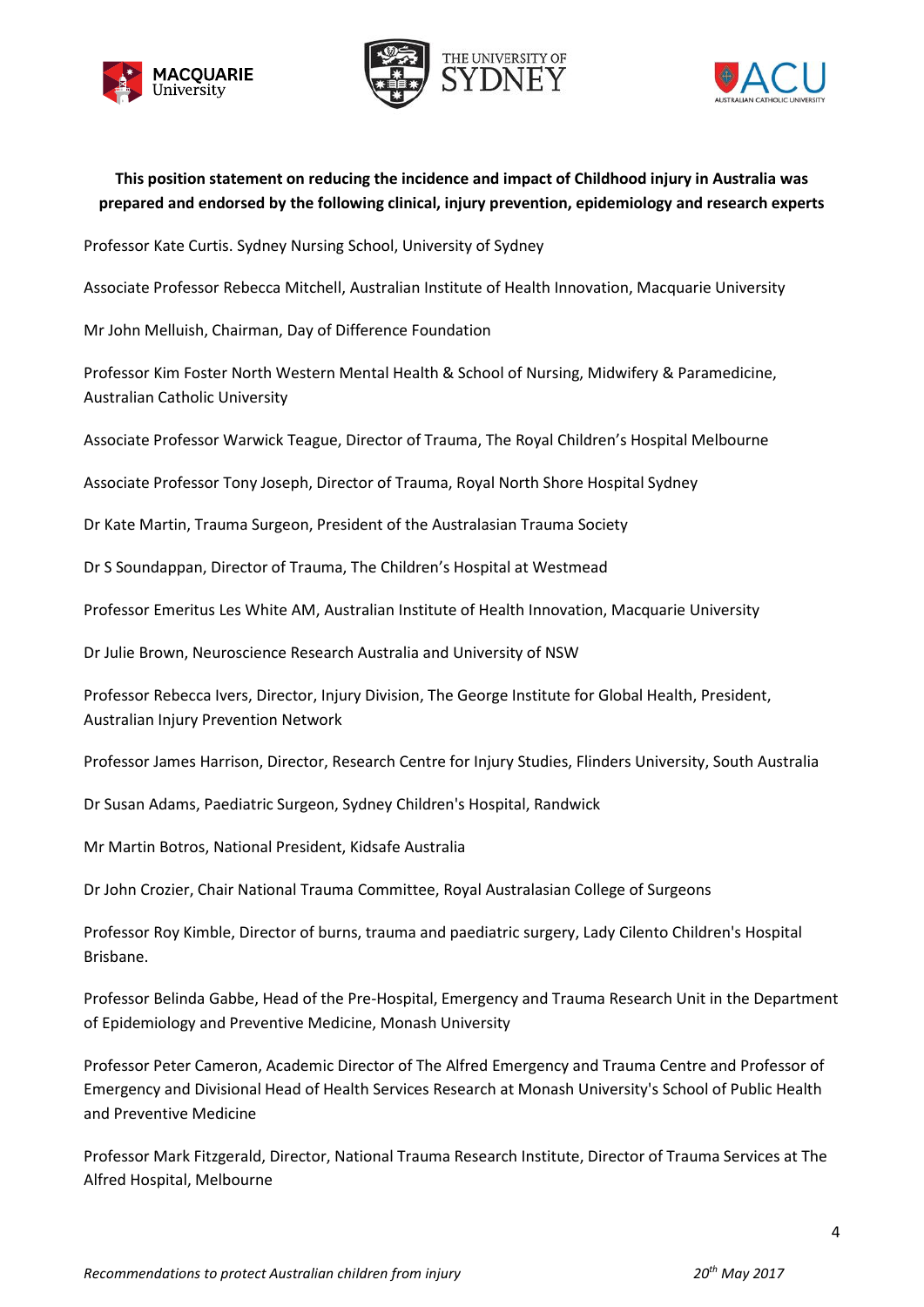**This position statement on reducing the incidence and impact of Childhood injury in Australia was prepared and endorsed by the following clinical, injury prevention, epidemiology and research experts**

Professor Kate Curtis. Sydney Nursing School, University of Sydney

Associate Professor Rebecca Mitchell, Australian Institute of Health Innovation, Macquarie University

Mr John Melluish, Chairman, Day of Difference Foundation

Professor Kim Foster North Western Mental Health & School of Nursing, Midwifery & Paramedicine, Australian Catholic University

Associate Professor Warwick Teague, Director of Trauma, The Royal Children's Hospital Melbourne

Associate Professor Tony Joseph, Director of Trauma, Royal North Shore Hospital Sydney

Dr Kate Martin, Trauma Surgeon, President of the Australasian Trauma Society

Dr S Soundappan, Director of Trauma, The Children's Hospital at Westmead

Professor Emeritus Les White AM, Australian Institute of Health Innovation, Macquarie University

Dr Julie Brown, Neuroscience Research Australia and University of NSW

Professor Rebecca Ivers, Director, Injury Division, The George Institute for Global Health, President, Australian Injury Prevention Network

Professor James Harrison, Director, Research Centre for Injury Studies, Flinders University, South Australia

Dr Susan Adams, Paediatric Surgeon, Sydney Children's Hospital, Randwick

Mr Martin Botros, National President, Kidsafe Australia

Dr John Crozier, Chair National Trauma Committee, Royal Australasian College of Surgeons

Professor Roy Kimble, Director of burns, trauma and paediatric surgery, Lady Cilento Children's Hospital Brisbane.

Professor Belinda Gabbe, Head of the Pre-Hospital, Emergency and Trauma Research Unit in the Department of Epidemiology and Preventive Medicine, Monash University

Professor Peter Cameron, Academic Director of The Alfred Emergency and Trauma Centre and Professor of Emergency and Divisional Head of Health Services Research at Monash University's School of Public Health and Preventive Medicine

Professor Mark Fitzgerald, Director, National Trauma Research Institute, Director of Trauma Services at The Alfred Hospital, Melbourne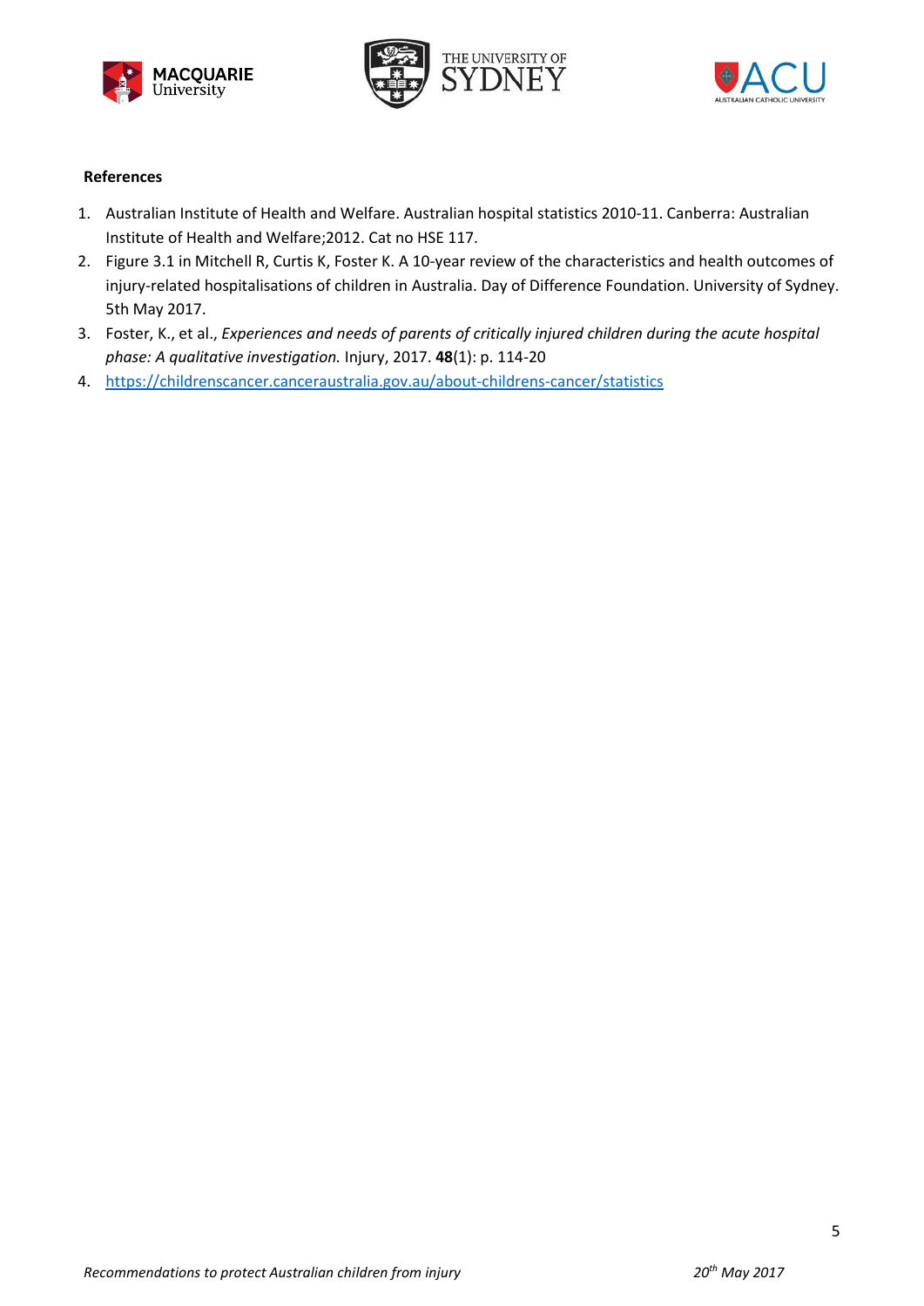**References**

1. Australian Institute of Health and Welfare. Australian hospital statistics 2010-11. Canberra: Australian Institute of Health and Welfare;2012. Cat no HSE 117.
2. Figure 3.1 in Mitchell R, Curtis K, Foster K. A 10-year review of the characteristics and health outcomes of injury-related hospitalisations of children in Australia. Day of Difference Foundation. University of Sydney. 5th May 2017.
3. Foster, K., et al., *Experiences and needs of parents of critically injured children during the acute hospital phase: A qualitative investigation.* Injury, 2017. **48**(1): p. 114-20
4. https://childrenscancer.canceraustralia.gov.au/about-childrens-cancer/statistics